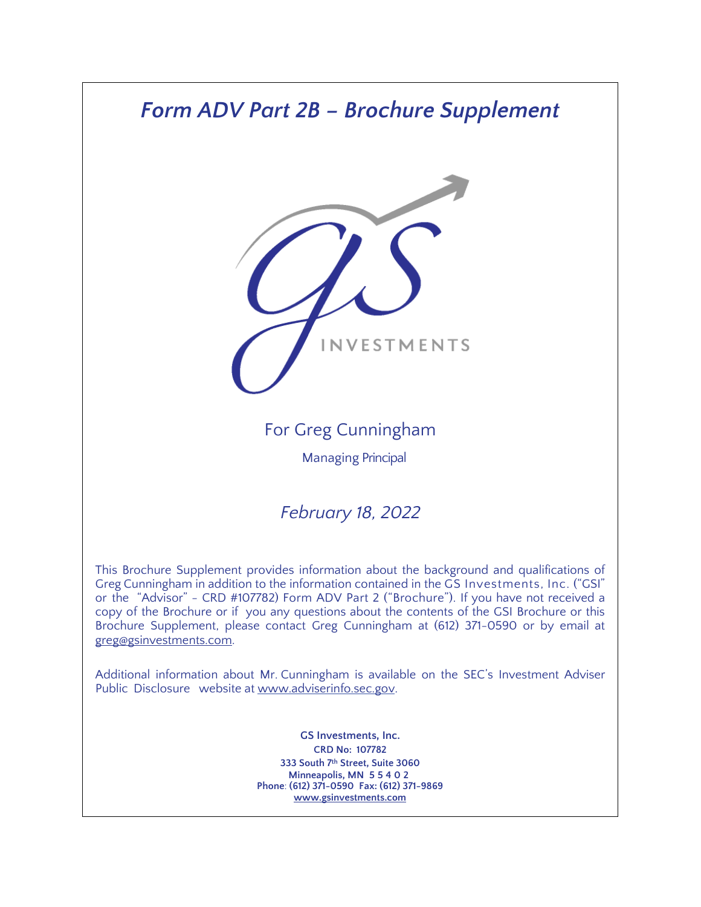# *Form ADV Part 2B – Brochure Supplement*

INVESTMENTS

For Greg Cunningham

Managing Principal

*February 18, 2022*

This Brochure Supplement provides information about the background and qualifications of Greg Cunningham in addition to the information contained in the GS Investments, Inc. ("GSI" or the "Advisor" - CRD #107782) Form ADV Part 2 ("Brochure"). If you have not received a copy of the Brochure or if you any questions about the contents of the GSI Brochure or this Brochure Supplement, please contact Greg Cunningham at (612) 371-0590 or by email at greg@gsinvestments.com.

Additional information about Mr. Cunningham is available on the SEC's Investment Adviser Public Disclosure website at www.adviserinfo.sec.gov.

**GS Investments, Inc.**
**CRD No: 107782**
**333 South 7th Street, Suite 3060**
**Minneapolis, MN 5 5 4 0 2**
**Phone: (612) 371-0590 Fax: (612) 371-9869**
**www.gsinvestments.com**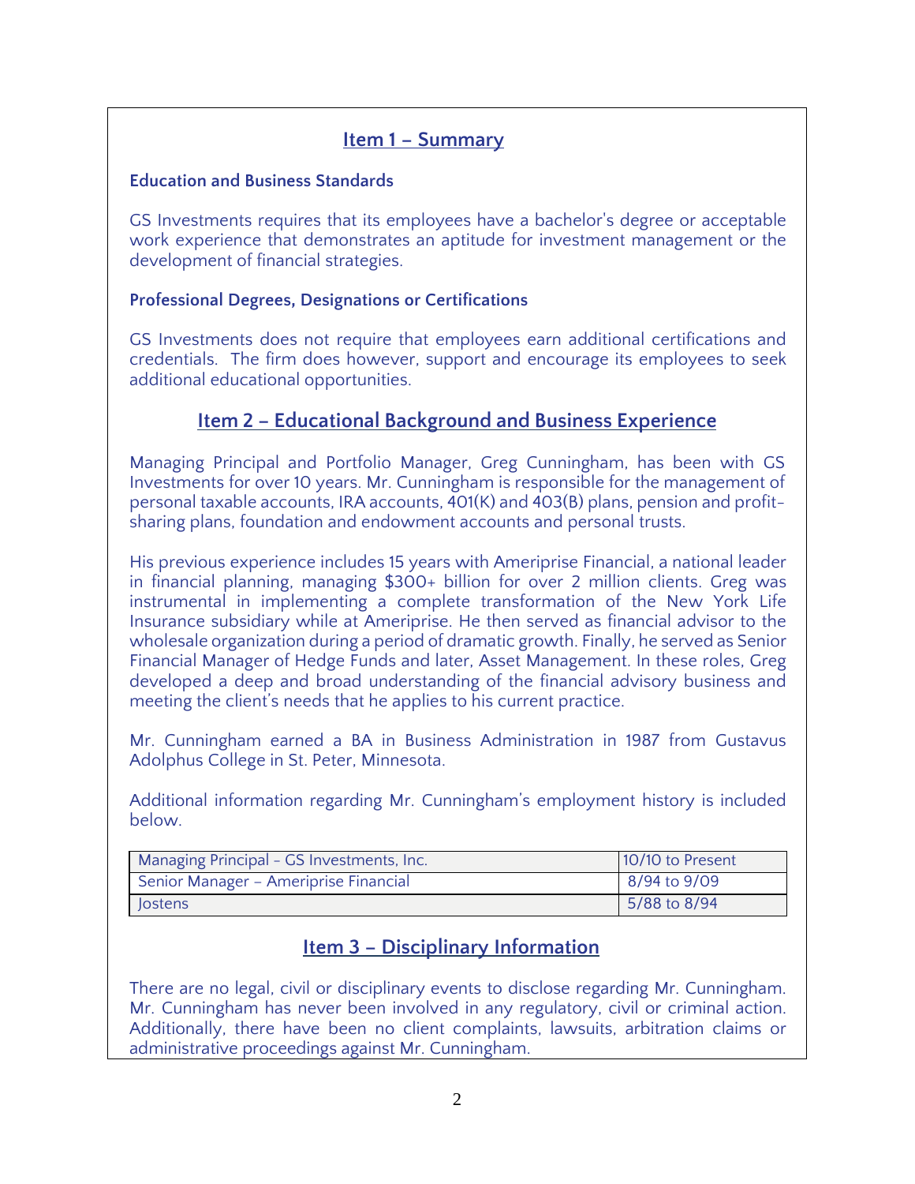## Item 1 – Summary

### Education and Business Standards

GS Investments requires that its employees have a bachelor's degree or acceptable work experience that demonstrates an aptitude for investment management or the development of financial strategies.

### Professional Degrees, Designations or Certifications

GS Investments does not require that employees earn additional certifications and credentials. The firm does however, support and encourage its employees to seek additional educational opportunities.

## Item 2 – Educational Background and Business Experience

Managing Principal and Portfolio Manager, Greg Cunningham, has been with GS Investments for over 10 years. Mr. Cunningham is responsible for the management of personal taxable accounts, IRA accounts, 401(K) and 403(B) plans, pension and profit-sharing plans, foundation and endowment accounts and personal trusts.

His previous experience includes 15 years with Ameriprise Financial, a national leader in financial planning, managing $300+ billion for over 2 million clients. Greg was instrumental in implementing a complete transformation of the New York Life Insurance subsidiary while at Ameriprise. He then served as financial advisor to the wholesale organization during a period of dramatic growth. Finally, he served as Senior Financial Manager of Hedge Funds and later, Asset Management. In these roles, Greg developed a deep and broad understanding of the financial advisory business and meeting the client's needs that he applies to his current practice.

Mr. Cunningham earned a BA in Business Administration in 1987 from Gustavus Adolphus College in St. Peter, Minnesota.

Additional information regarding Mr. Cunningham's employment history is included below.

| | |
|---|---|
| Managing Principal - GS Investments, Inc. | 10/10 to Present |
| Senior Manager – Ameriprise Financial | 8/94 to 9/09 |
| Jostens | 5/88 to 8/94 |

## Item 3 – Disciplinary Information

There are no legal, civil or disciplinary events to disclose regarding Mr. Cunningham. Mr. Cunningham has never been involved in any regulatory, civil or criminal action. Additionally, there have been no client complaints, lawsuits, arbitration claims or administrative proceedings against Mr. Cunningham.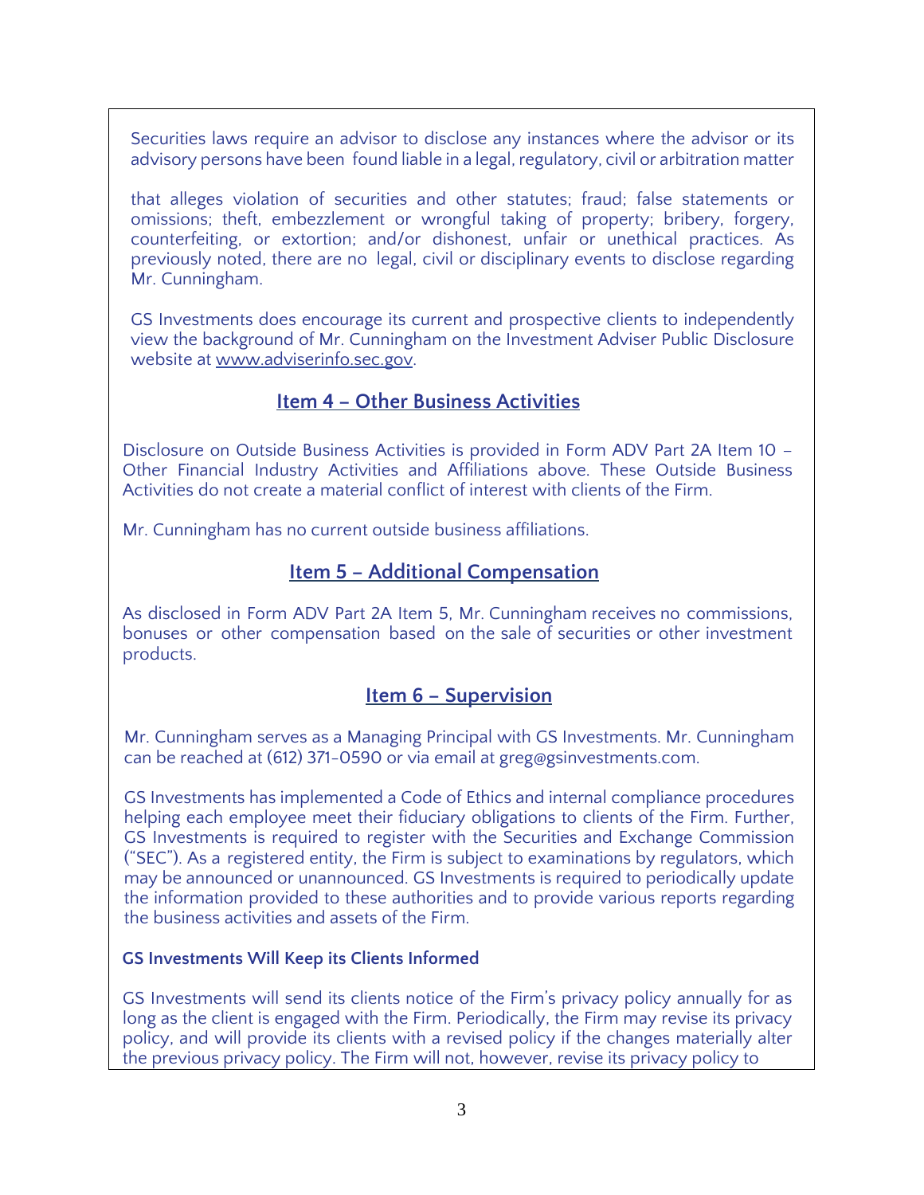Securities laws require an advisor to disclose any instances where the advisor or its advisory persons have been found liable in a legal, regulatory, civil or arbitration matter

that alleges violation of securities and other statutes; fraud; false statements or omissions; theft, embezzlement or wrongful taking of property; bribery, forgery, counterfeiting, or extortion; and/or dishonest, unfair or unethical practices. As previously noted, there are no legal, civil or disciplinary events to disclose regarding Mr. Cunningham.

GS Investments does encourage its current and prospective clients to independently view the background of Mr. Cunningham on the Investment Adviser Public Disclosure website at www.adviserinfo.sec.gov.

## Item 4 – Other Business Activities

Disclosure on Outside Business Activities is provided in Form ADV Part 2A Item 10 – Other Financial Industry Activities and Affiliations above. These Outside Business Activities do not create a material conflict of interest with clients of the Firm.

Mr. Cunningham has no current outside business affiliations.

## Item 5 – Additional Compensation

As disclosed in Form ADV Part 2A Item 5, Mr. Cunningham receives no commissions, bonuses or other compensation based on the sale of securities or other investment products.

## Item 6 – Supervision

Mr. Cunningham serves as a Managing Principal with GS Investments. Mr. Cunningham can be reached at (612) 371-0590 or via email at greg@gsinvestments.com.

GS Investments has implemented a Code of Ethics and internal compliance procedures helping each employee meet their fiduciary obligations to clients of the Firm. Further, GS Investments is required to register with the Securities and Exchange Commission ("SEC"). As a registered entity, the Firm is subject to examinations by regulators, which may be announced or unannounced. GS Investments is required to periodically update the information provided to these authorities and to provide various reports regarding the business activities and assets of the Firm.

### GS Investments Will Keep its Clients Informed

GS Investments will send its clients notice of the Firm's privacy policy annually for as long as the client is engaged with the Firm. Periodically, the Firm may revise its privacy policy, and will provide its clients with a revised policy if the changes materially alter the previous privacy policy. The Firm will not, however, revise its privacy policy to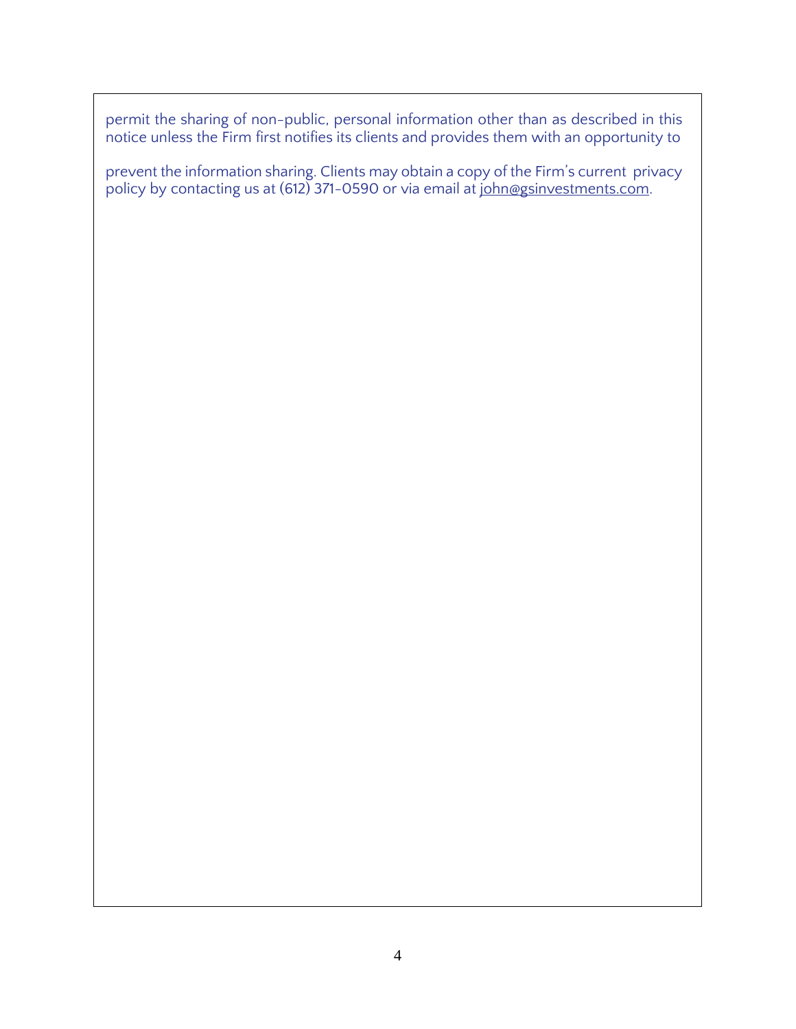permit the sharing of non-public, personal information other than as described in this notice unless the Firm first notifies its clients and provides them with an opportunity to

prevent the information sharing. Clients may obtain a copy of the Firm's current privacy policy by contacting us at (612) 371-0590 or via email at john@gsinvestments.com.